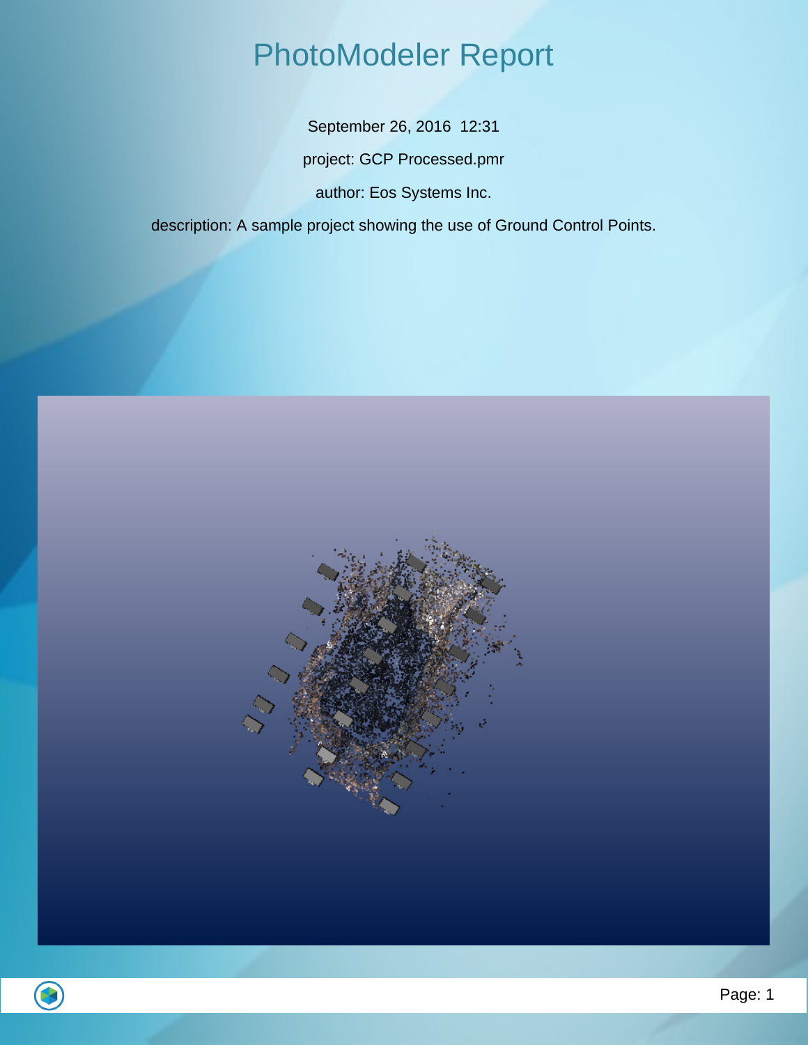# PhotoModeler Report

September 26, 2016 12:31

project: GCP Processed.pmr

author: Eos Systems Inc.

description: A sample project showing the use of Ground Control Points.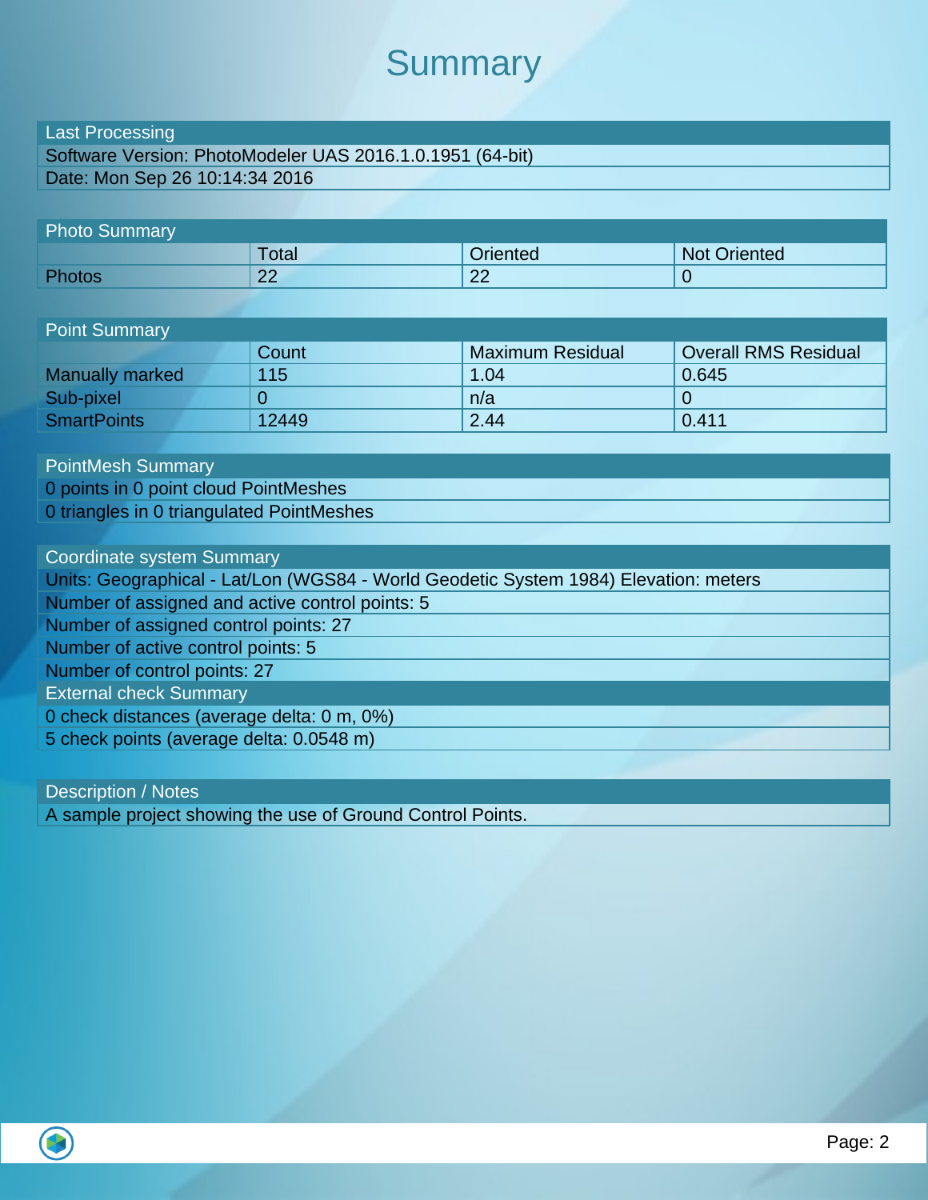# Summary

| Last Processing |
| --- |
| Software Version: PhotoModeler UAS 2016.1.0.1951 (64-bit) |
| Date: Mon Sep 26 10:14:34 2016 |

| Photo Summary | | | |
| --- | --- | --- | --- |
| | Total | Oriented | Not Oriented |
| Photos | 22 | 22 | 0 |

| Point Summary | | | |
| --- | --- | --- | --- |
| | Count | Maximum Residual | Overall RMS Residual |
| Manually marked | 115 | 1.04 | 0.645 |
| Sub-pixel | 0 | n/a | 0 |
| SmartPoints | 12449 | 2.44 | 0.411 |

| PointMesh Summary |
| --- |
| 0 points in 0 point cloud PointMeshes |
| 0 triangles in 0 triangulated PointMeshes |

| Coordinate system Summary |
| --- |
| Units: Geographical - Lat/Lon (WGS84 - World Geodetic System 1984) Elevation: meters |
| Number of assigned and active control points: 5 |
| Number of assigned control points: 27 |
| Number of active control points: 5 |
| Number of control points: 27 |
| **External check Summary** |
| 0 check distances (average delta: 0 m, 0%) |
| 5 check points (average delta: 0.0548 m) |

| Description / Notes |
| --- |
| A sample project showing the use of Ground Control Points. |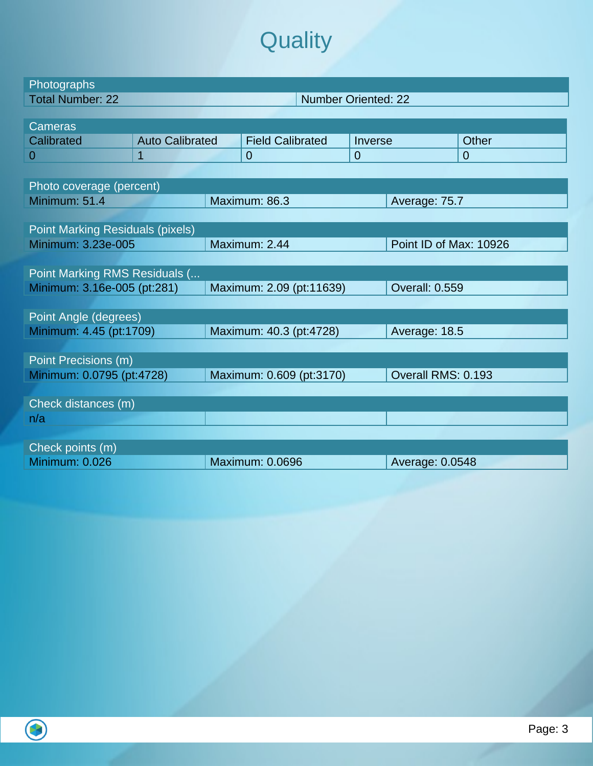# Quality

| Photographs | |
|---|---|
| Total Number: 22 | Number Oriented: 22 |

| Cameras | | | | |
|---|---|---|---|---|
| Calibrated | Auto Calibrated | Field Calibrated | Inverse | Other |
| 0 | 1 | 0 | 0 | 0 |

| Photo coverage (percent) | | |
|---|---|---|
| Minimum: 51.4 | Maximum: 86.3 | Average: 75.7 |

| Point Marking Residuals (pixels) | | |
|---|---|---|
| Minimum: 3.23e-005 | Maximum: 2.44 | Point ID of Max: 10926 |

| Point Marking RMS Residuals (... | | |
|---|---|---|
| Minimum: 3.16e-005 (pt:281) | Maximum: 2.09 (pt:11639) | Overall: 0.559 |

| Point Angle (degrees) | | |
|---|---|---|
| Minimum: 4.45 (pt:1709) | Maximum: 40.3 (pt:4728) | Average: 18.5 |

| Point Precisions (m) | | |
|---|---|---|
| Minimum: 0.0795 (pt:4728) | Maximum: 0.609 (pt:3170) | Overall RMS: 0.193 |

| Check distances (m) | | |
|---|---|---|
| n/a | | |

| Check points (m) | | |
|---|---|---|
| Minimum: 0.026 | Maximum: 0.0696 | Average: 0.0548 |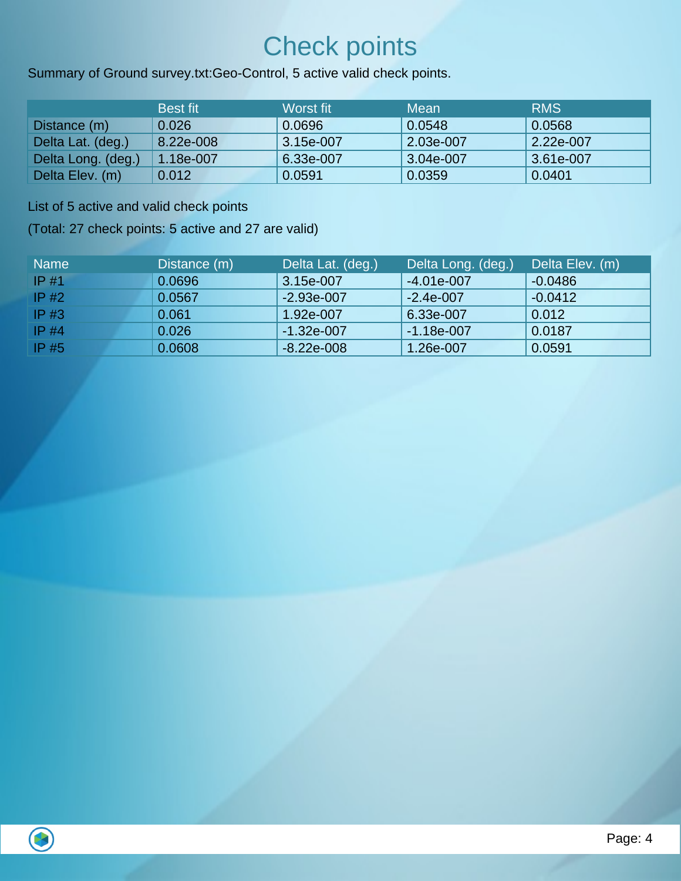# Check points

Summary of Ground survey.txt:Geo-Control, 5 active valid check points.

| | Best fit | Worst fit | Mean | RMS |
|---|---|---|---|---|
| Distance (m) | 0.026 | 0.0696 | 0.0548 | 0.0568 |
| Delta Lat. (deg.) | 8.22e-008 | 3.15e-007 | 2.03e-007 | 2.22e-007 |
| Delta Long. (deg.) | 1.18e-007 | 6.33e-007 | 3.04e-007 | 3.61e-007 |
| Delta Elev. (m) | 0.012 | 0.0591 | 0.0359 | 0.0401 |

List of 5 active and valid check points

(Total: 27 check points: 5 active and 27 are valid)

| Name | Distance (m) | Delta Lat. (deg.) | Delta Long. (deg.) | Delta Elev. (m) |
|---|---|---|---|---|
| IP #1 | 0.0696 | 3.15e-007 | -4.01e-007 | -0.0486 |
| IP #2 | 0.0567 | -2.93e-007 | -2.4e-007 | -0.0412 |
| IP #3 | 0.061 | 1.92e-007 | 6.33e-007 | 0.012 |
| IP #4 | 0.026 | -1.32e-007 | -1.18e-007 | 0.0187 |
| IP #5 | 0.0608 | -8.22e-008 | 1.26e-007 | 0.0591 |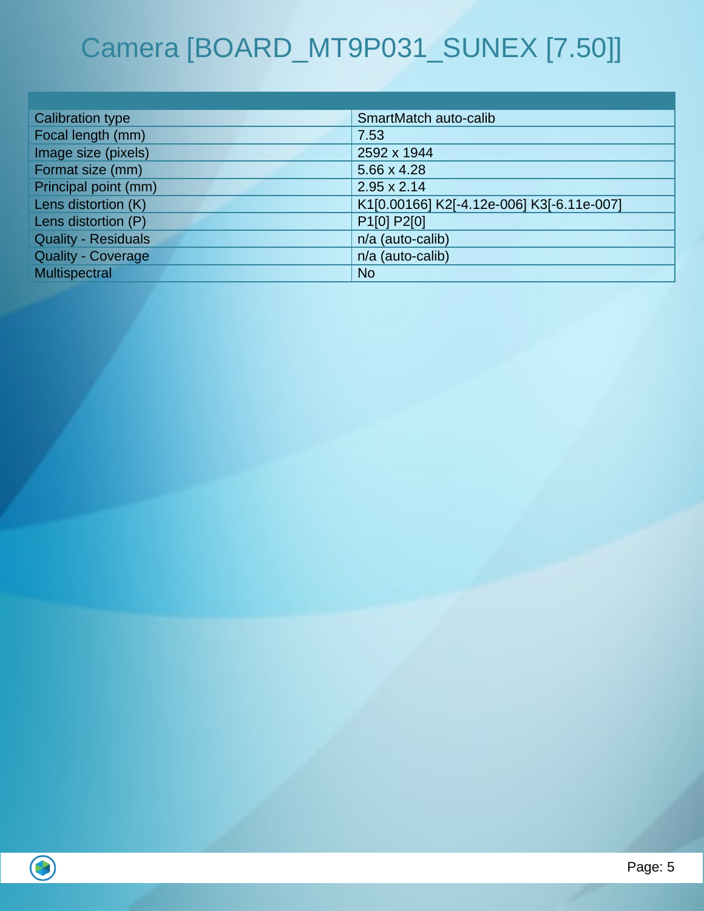# Camera [BOARD_MT9P031_SUNEX [7.50]]

| | |
|---|---|
| Calibration type | SmartMatch auto-calib |
| Focal length (mm) | 7.53 |
| Image size (pixels) | 2592 x 1944 |
| Format size (mm) | 5.66 x 4.28 |
| Principal point (mm) | 2.95 x 2.14 |
| Lens distortion (K) | K1[0.00166] K2[-4.12e-006] K3[-6.11e-007] |
| Lens distortion (P) | P1[0] P2[0] |
| Quality - Residuals | n/a (auto-calib) |
| Quality - Coverage | n/a (auto-calib) |
| Multispectral | No |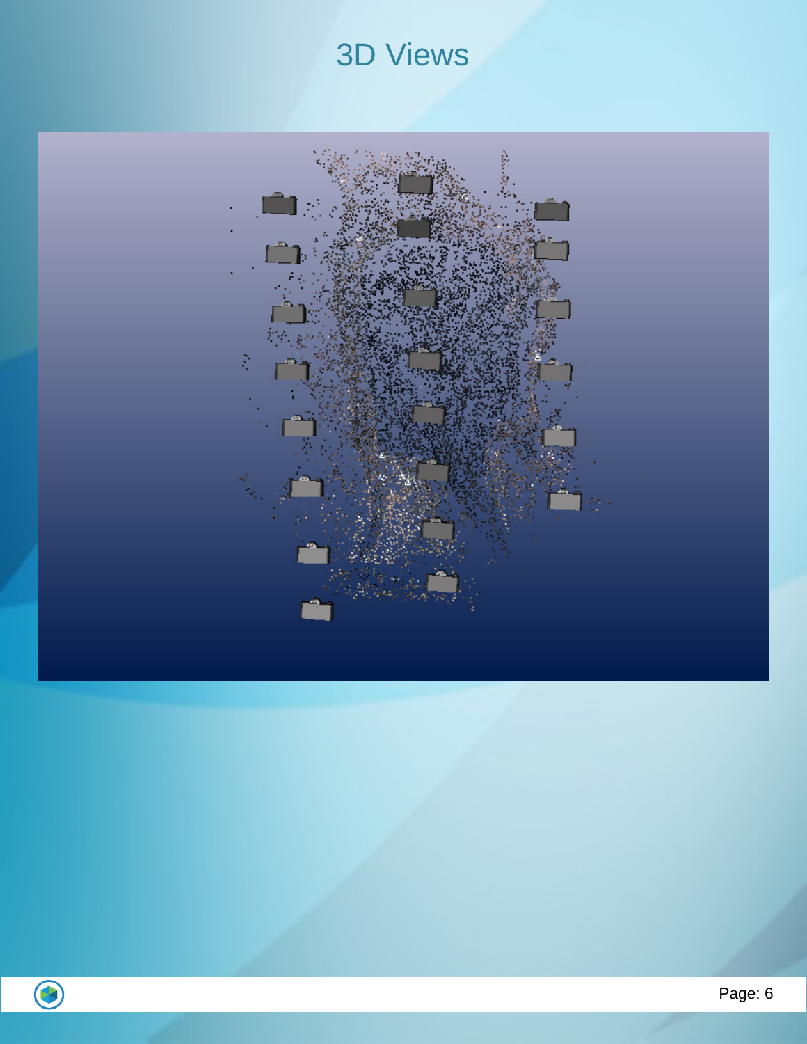# 3D Views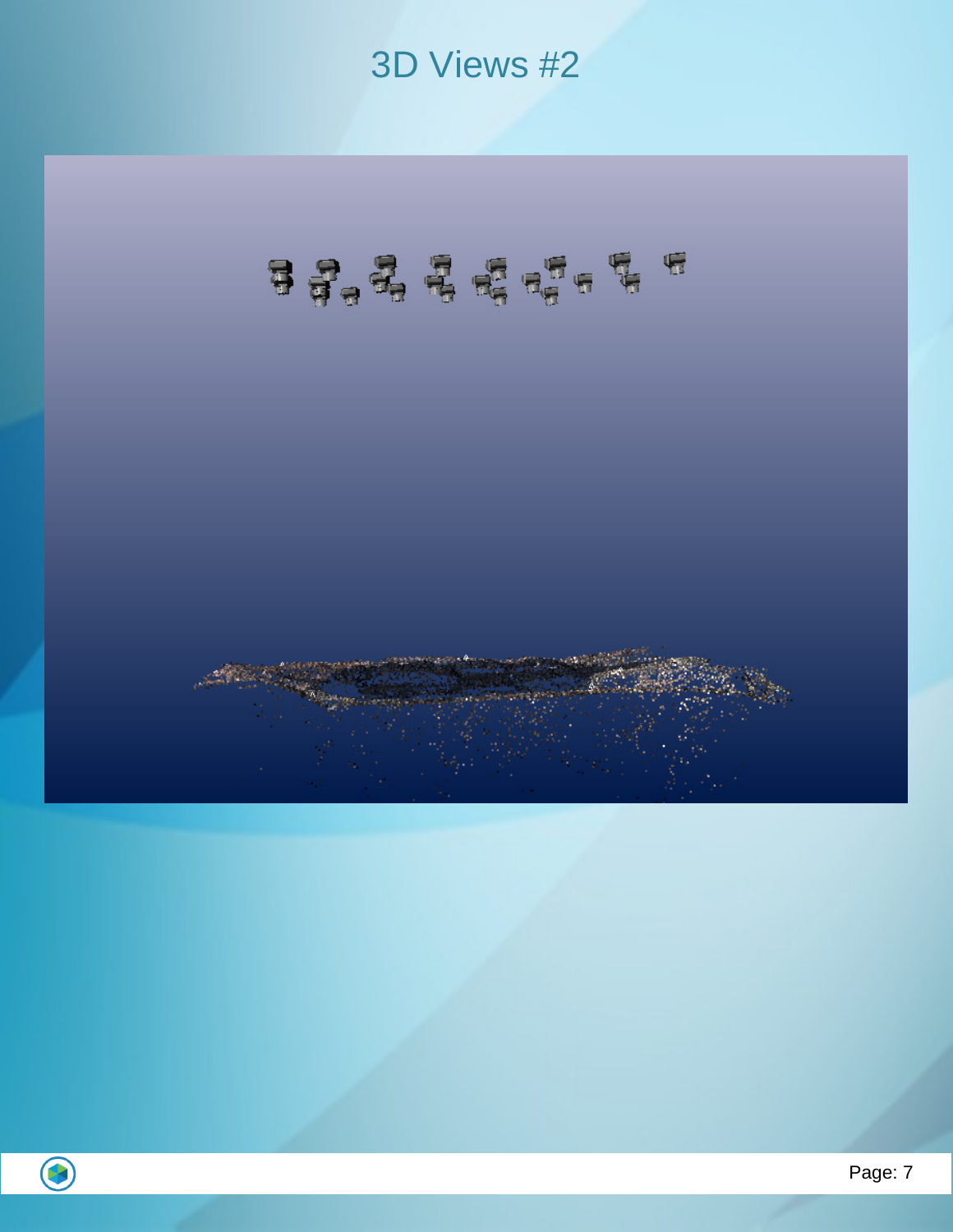# 3D Views #2